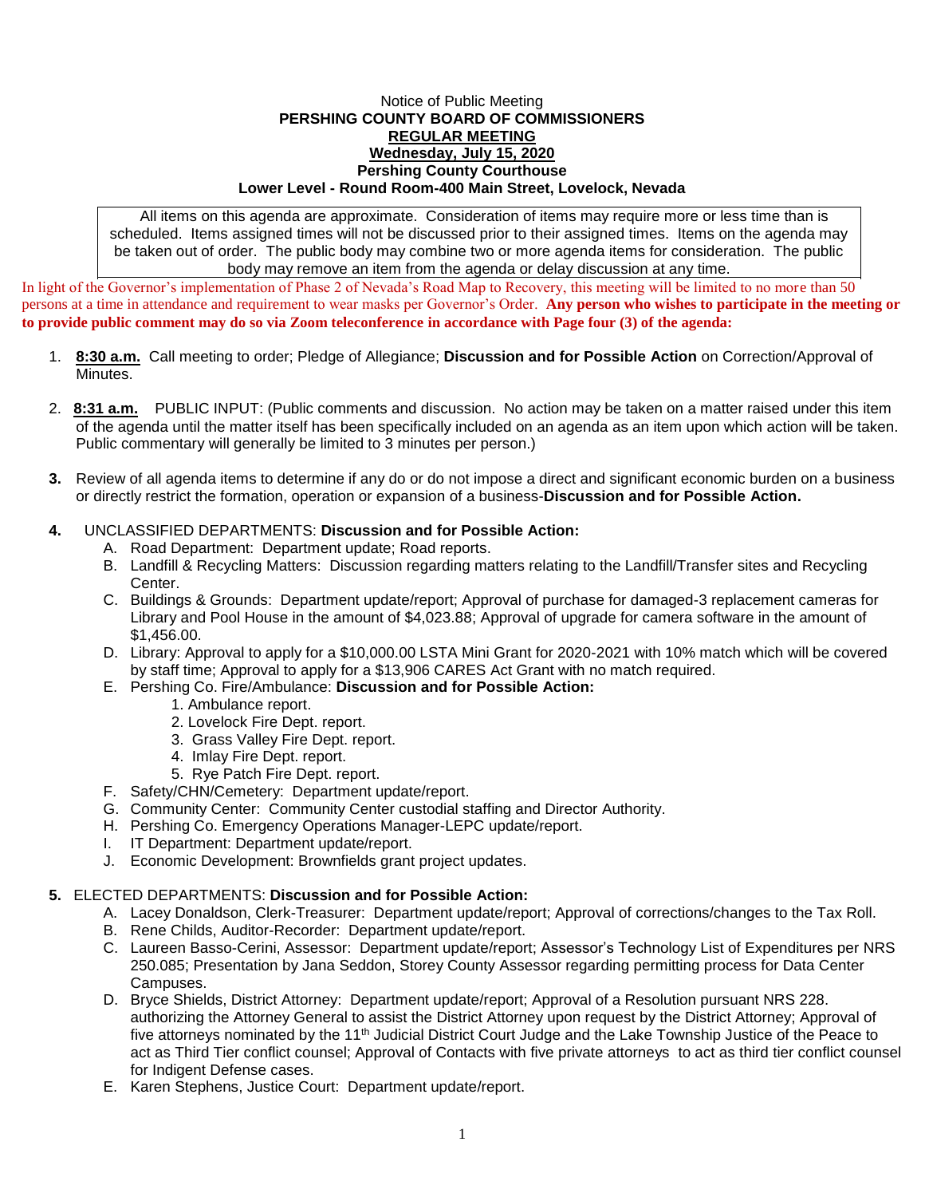Notice of Public Meeting

**PERSHING COUNTY BOARD OF COMMISSIONERS**

**REGULAR MEETING**

**Wednesday, July 15, 2020**

**Pershing County Courthouse**

**Lower Level - Round Room-400 Main Street, Lovelock, Nevada**

All items on this agenda are approximate. Consideration of items may require more or less time than is scheduled. Items assigned times will not be discussed prior to their assigned times. Items on the agenda may be taken out of order. The public body may combine two or more agenda items for consideration. The public body may remove an item from the agenda or delay discussion at any time.

In light of the Governor's implementation of Phase 2 of Nevada's Road Map to Recovery, this meeting will be limited to no more than 50 persons at a time in attendance and requirement to wear masks per Governor's Order. **Any person who wishes to participate in the meeting or to provide public comment may do so via Zoom teleconference in accordance with Page four (3) of the agenda:**

1. **8:30 a.m.** Call meeting to order; Pledge of Allegiance; **Discussion and for Possible Action** on Correction/Approval of Minutes.

2. **8:31 a.m.** PUBLIC INPUT: (Public comments and discussion. No action may be taken on a matter raised under this item of the agenda until the matter itself has been specifically included on an agenda as an item upon which action will be taken. Public commentary will generally be limited to 3 minutes per person.)

3. Review of all agenda items to determine if any do or do not impose a direct and significant economic burden on a business or directly restrict the formation, operation or expansion of a business-**Discussion and for Possible Action.**

4. UNCLASSIFIED DEPARTMENTS: **Discussion and for Possible Action:**
   - A. Road Department: Department update; Road reports.
   - B. Landfill & Recycling Matters: Discussion regarding matters relating to the Landfill/Transfer sites and Recycling Center.
   - C. Buildings & Grounds: Department update/report; Approval of purchase for damaged-3 replacement cameras for Library and Pool House in the amount of $4,023.88; Approval of upgrade for camera software in the amount of $1,456.00.
   - D. Library: Approval to apply for a $10,000.00 LSTA Mini Grant for 2020-2021 with 10% match which will be covered by staff time; Approval to apply for a $13,906 CARES Act Grant with no match required.
   - E. Pershing Co. Fire/Ambulance: **Discussion and for Possible Action:**
     1. Ambulance report.
     2. Lovelock Fire Dept. report.
     3. Grass Valley Fire Dept. report.
     4. Imlay Fire Dept. report.
     5. Rye Patch Fire Dept. report.
   - F. Safety/CHN/Cemetery: Department update/report.
   - G. Community Center: Community Center custodial staffing and Director Authority.
   - H. Pershing Co. Emergency Operations Manager-LEPC update/report.
   - I. IT Department: Department update/report.
   - J. Economic Development: Brownfields grant project updates.

5. ELECTED DEPARTMENTS: **Discussion and for Possible Action:**
   - A. Lacey Donaldson, Clerk-Treasurer: Department update/report; Approval of corrections/changes to the Tax Roll.
   - B. Rene Childs, Auditor-Recorder: Department update/report.
   - C. Laureen Basso-Cerini, Assessor: Department update/report; Assessor's Technology List of Expenditures per NRS 250.085; Presentation by Jana Seddon, Storey County Assessor regarding permitting process for Data Center Campuses.
   - D. Bryce Shields, District Attorney: Department update/report; Approval of a Resolution pursuant NRS 228. authorizing the Attorney General to assist the District Attorney upon request by the District Attorney; Approval of five attorneys nominated by the 11th Judicial District Court Judge and the Lake Township Justice of the Peace to act as Third Tier conflict counsel; Approval of Contacts with five private attorneys to act as third tier conflict counsel for Indigent Defense cases.
   - E. Karen Stephens, Justice Court: Department update/report.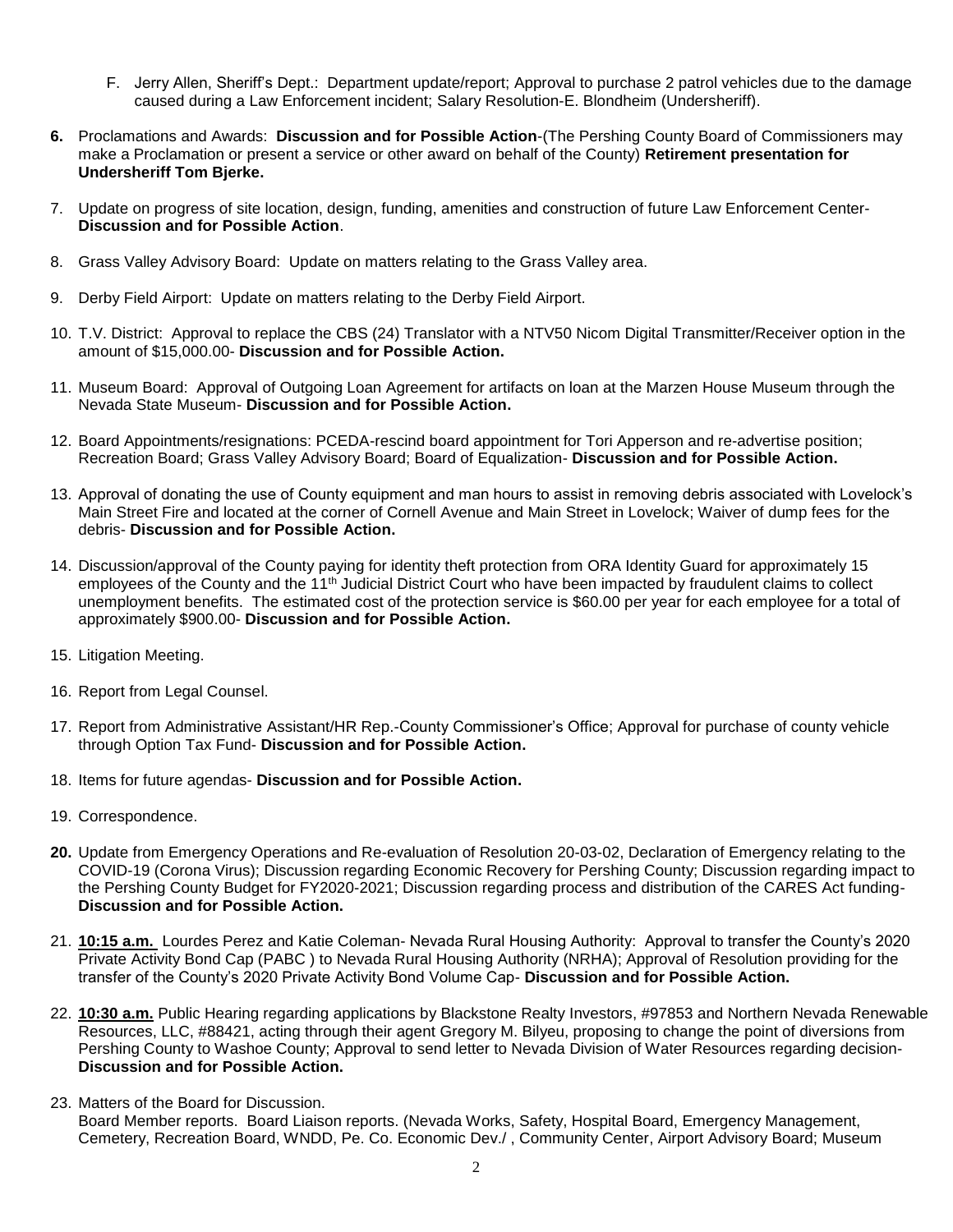F. Jerry Allen, Sheriff's Dept.: Department update/report; Approval to purchase 2 patrol vehicles due to the damage caused during a Law Enforcement incident; Salary Resolution-E. Blondheim (Undersheriff).

**6.** Proclamations and Awards: **Discussion and for Possible Action**-(The Pershing County Board of Commissioners may make a Proclamation or present a service or other award on behalf of the County) **Retirement presentation for Undersheriff Tom Bjerke.**

7. Update on progress of site location, design, funding, amenities and construction of future Law Enforcement Center- **Discussion and for Possible Action**.

8. Grass Valley Advisory Board: Update on matters relating to the Grass Valley area.

9. Derby Field Airport: Update on matters relating to the Derby Field Airport.

10. T.V. District: Approval to replace the CBS (24) Translator with a NTV50 Nicom Digital Transmitter/Receiver option in the amount of $15,000.00- **Discussion and for Possible Action.**

11. Museum Board: Approval of Outgoing Loan Agreement for artifacts on loan at the Marzen House Museum through the Nevada State Museum- **Discussion and for Possible Action.**

12. Board Appointments/resignations: PCEDA-rescind board appointment for Tori Apperson and re-advertise position; Recreation Board; Grass Valley Advisory Board; Board of Equalization- **Discussion and for Possible Action.**

13. Approval of donating the use of County equipment and man hours to assist in removing debris associated with Lovelock's Main Street Fire and located at the corner of Cornell Avenue and Main Street in Lovelock; Waiver of dump fees for the debris- **Discussion and for Possible Action.**

14. Discussion/approval of the County paying for identity theft protection from ORA Identity Guard for approximately 15 employees of the County and the 11th Judicial District Court who have been impacted by fraudulent claims to collect unemployment benefits. The estimated cost of the protection service is $60.00 per year for each employee for a total of approximately $900.00- **Discussion and for Possible Action.**

15. Litigation Meeting.

16. Report from Legal Counsel.

17. Report from Administrative Assistant/HR Rep.-County Commissioner's Office; Approval for purchase of county vehicle through Option Tax Fund- **Discussion and for Possible Action.**

18. Items for future agendas- **Discussion and for Possible Action.**

19. Correspondence.

**20.** Update from Emergency Operations and Re-evaluation of Resolution 20-03-02, Declaration of Emergency relating to the COVID-19 (Corona Virus); Discussion regarding Economic Recovery for Pershing County; Discussion regarding impact to the Pershing County Budget for FY2020-2021; Discussion regarding process and distribution of the CARES Act funding- **Discussion and for Possible Action.**

21. **10:15 a.m.** Lourdes Perez and Katie Coleman- Nevada Rural Housing Authority: Approval to transfer the County's 2020 Private Activity Bond Cap (PABC ) to Nevada Rural Housing Authority (NRHA); Approval of Resolution providing for the transfer of the County's 2020 Private Activity Bond Volume Cap- **Discussion and for Possible Action.**

22. **10:30 a.m.** Public Hearing regarding applications by Blackstone Realty Investors, #97853 and Northern Nevada Renewable Resources, LLC, #88421, acting through their agent Gregory M. Bilyeu, proposing to change the point of diversions from Pershing County to Washoe County; Approval to send letter to Nevada Division of Water Resources regarding decision- **Discussion and for Possible Action.**

23. Matters of the Board for Discussion.
Board Member reports. Board Liaison reports. (Nevada Works, Safety, Hospital Board, Emergency Management, Cemetery, Recreation Board, WNDD, Pe. Co. Economic Dev./ , Community Center, Airport Advisory Board; Museum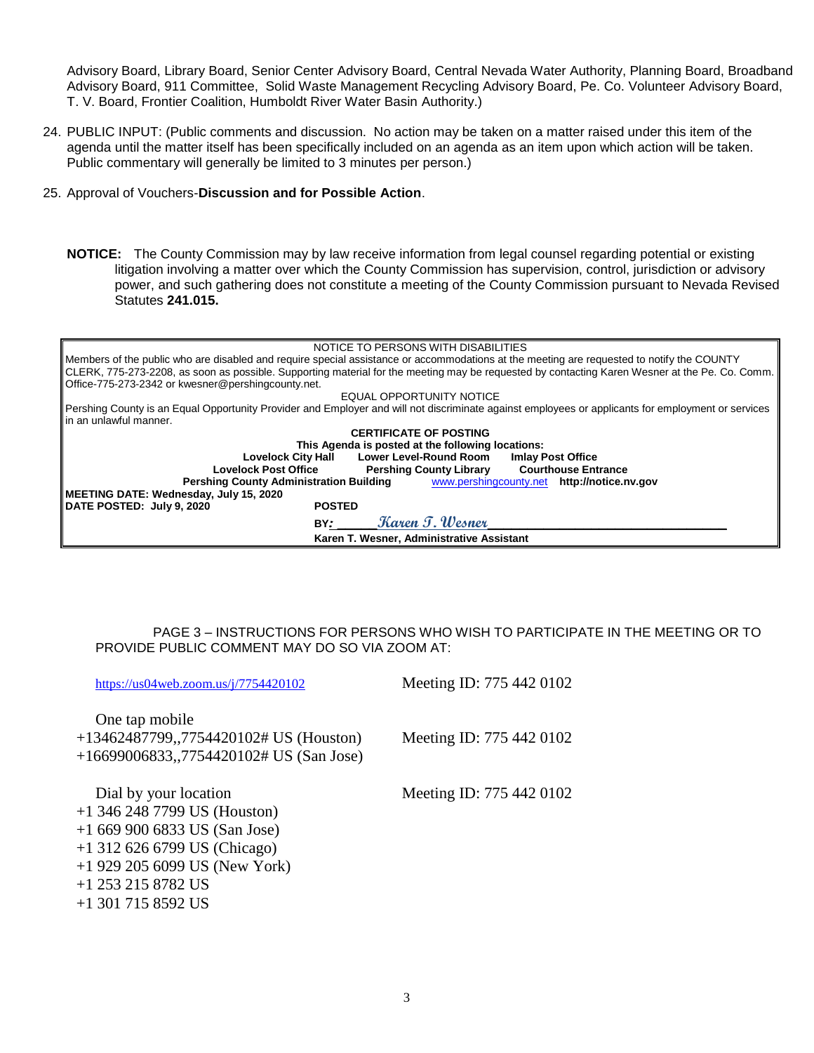Advisory Board, Library Board, Senior Center Advisory Board, Central Nevada Water Authority, Planning Board, Broadband Advisory Board, 911 Committee, Solid Waste Management Recycling Advisory Board, Pe. Co. Volunteer Advisory Board, T. V. Board, Frontier Coalition, Humboldt River Water Basin Authority.)

24. PUBLIC INPUT: (Public comments and discussion. No action may be taken on a matter raised under this item of the agenda until the matter itself has been specifically included on an agenda as an item upon which action will be taken. Public commentary will generally be limited to 3 minutes per person.)

25. Approval of Vouchers-**Discussion and for Possible Action**.

**NOTICE:** The County Commission may by law receive information from legal counsel regarding potential or existing litigation involving a matter over which the County Commission has supervision, control, jurisdiction or advisory power, and such gathering does not constitute a meeting of the County Commission pursuant to Nevada Revised Statutes **241.015.**

NOTICE TO PERSONS WITH DISABILITIES

Members of the public who are disabled and require special assistance or accommodations at the meeting are requested to notify the COUNTY CLERK, 775-273-2208, as soon as possible. Supporting material for the meeting may be requested by contacting Karen Wesner at the Pe. Co. Comm. Office-775-273-2342 or kwesner@pershingcounty.net.

EQUAL OPPORTUNITY NOTICE

Pershing County is an Equal Opportunity Provider and Employer and will not discriminate against employees or applicants for employment or services in an unlawful manner.

**CERTIFICATE OF POSTING**

**This Agenda is posted at the following locations:**

**Lovelock City Hall** **Lower Level-Round Room** **Imlay Post Office**
**Lovelock Post Office** **Pershing County Library** **Courthouse Entrance**
**Pershing County Administration Building** www.pershingcounty.net **http://notice.nv.gov**

**MEETING DATE: Wednesday, July 15, 2020**
**DATE POSTED: July 9, 2020** **POSTED**

**BY:** *Karen T. Wesner*

**Karen T. Wesner, Administrative Assistant**

PAGE 3 – INSTRUCTIONS FOR PERSONS WHO WISH TO PARTICIPATE IN THE MEETING OR TO PROVIDE PUBLIC COMMENT MAY DO SO VIA ZOOM AT:

https://us04web.zoom.us/j/7754420102 Meeting ID: 775 442 0102

One tap mobile
+13462487799,,7754420102# US (Houston) Meeting ID: 775 442 0102
+16699006833,,7754420102# US (San Jose)

Dial by your location Meeting ID: 775 442 0102
+1 346 248 7799 US (Houston)
+1 669 900 6833 US (San Jose)
+1 312 626 6799 US (Chicago)
+1 929 205 6099 US (New York)
+1 253 215 8782 US
+1 301 715 8592 US